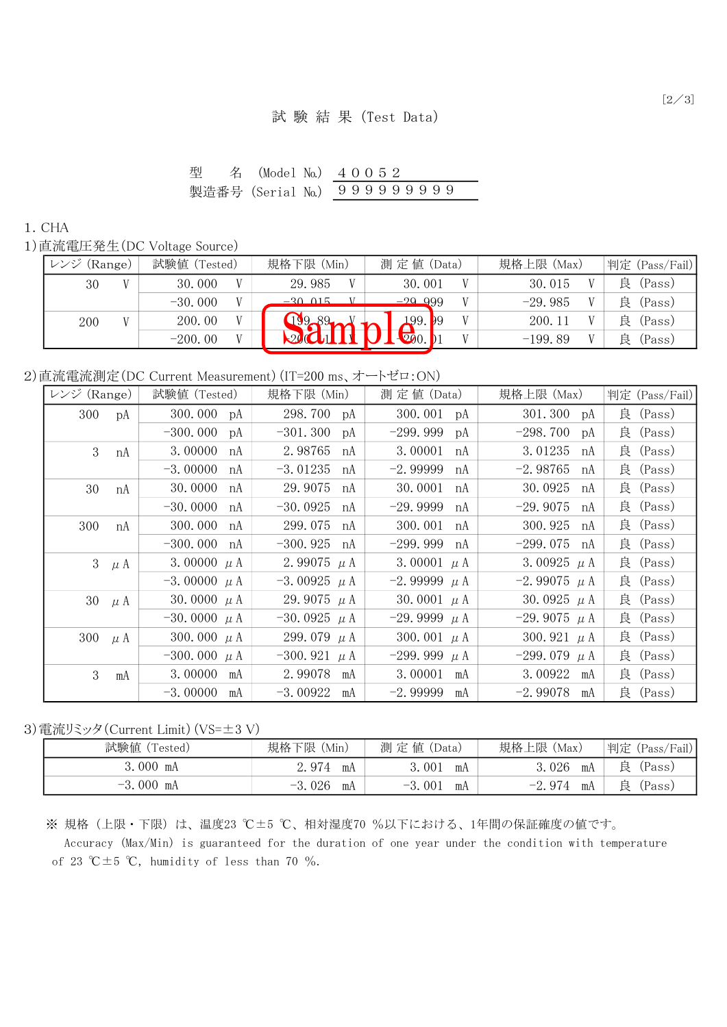# 試 験 結 果 (Test Data)

型　　名 (Model No.) 40052
製造番号 (Serial No.) 999999999

1. CHA

1)直流電圧発生(DC Voltage Source)

| レンジ (Range) | 試験値 (Tested) | 規格下限 (Min) | 測 定 値 (Data) | 規格上限 (Max) | 判定 (Pass/Fail) |
|---|---|---|---|---|---|
| 30 V | 30.000 V | 29.985 V | 30.001 V | 30.015 V | 良 (Pass) |
| | -30.000 V | -30.015 V | -29.999 V | -29.985 V | 良 (Pass) |
| 200 V | 200.00 V | 199.89 V | 199.99 V | 200.11 V | 良 (Pass) |
| | -200.00 V | -200.11 V | -200.01 V | -199.89 V | 良 (Pass) |

Sample

2)直流電流測定(DC Current Measurement)(IT=200 ms、オートゼロ:ON)

| レンジ (Range) | 試験値 (Tested) | 規格下限 (Min) | 測 定 値 (Data) | 規格上限 (Max) | 判定 (Pass/Fail) |
|---|---|---|---|---|---|
| 300 pA | 300.000 pA | 298.700 pA | 300.001 pA | 301.300 pA | 良 (Pass) |
| | -300.000 pA | -301.300 pA | -299.999 pA | -298.700 pA | 良 (Pass) |
| 3 nA | 3.00000 nA | 2.98765 nA | 3.00001 nA | 3.01235 nA | 良 (Pass) |
| | -3.00000 nA | -3.01235 nA | -2.99999 nA | -2.98765 nA | 良 (Pass) |
| 30 nA | 30.0000 nA | 29.9075 nA | 30.0001 nA | 30.0925 nA | 良 (Pass) |
| | -30.0000 nA | -30.0925 nA | -29.9999 nA | -29.9075 nA | 良 (Pass) |
| 300 nA | 300.000 nA | 299.075 nA | 300.001 nA | 300.925 nA | 良 (Pass) |
| | -300.000 nA | -300.925 nA | -299.999 nA | -299.075 nA | 良 (Pass) |
| 3 μA | 3.00000 μA | 2.99075 μA | 3.00001 μA | 3.00925 μA | 良 (Pass) |
| | -3.00000 μA | -3.00925 μA | -2.99999 μA | -2.99075 μA | 良 (Pass) |
| 30 μA | 30.0000 μA | 29.9075 μA | 30.0001 μA | 30.0925 μA | 良 (Pass) |
| | -30.0000 μA | -30.0925 μA | -29.9999 μA | -29.9075 μA | 良 (Pass) |
| 300 μA | 300.000 μA | 299.079 μA | 300.001 μA | 300.921 μA | 良 (Pass) |
| | -300.000 μA | -300.921 μA | -299.999 μA | -299.079 μA | 良 (Pass) |
| 3 mA | 3.00000 mA | 2.99078 mA | 3.00001 mA | 3.00922 mA | 良 (Pass) |
| | -3.00000 mA | -3.00922 mA | -2.99999 mA | -2.99078 mA | 良 (Pass) |

3)電流リミッタ(Current Limit)(VS=±3 V)

| 試験値 (Tested) | 規格下限 (Min) | 測 定 値 (Data) | 規格上限 (Max) | 判定 (Pass/Fail) |
|---|---|---|---|---|
| 3.000 mA | 2.974 mA | 3.001 mA | 3.026 mA | 良 (Pass) |
| -3.000 mA | -3.026 mA | -3.001 mA | -2.974 mA | 良 (Pass) |

※ 規格 (上限・下限) は、温度23 ℃±5 ℃、相対湿度70 %以下における、1年間の保証確度の値です。
Accuracy (Max/Min) is guaranteed for the duration of one year under the condition with temperature of 23 ℃±5 ℃, humidity of less than 70 %.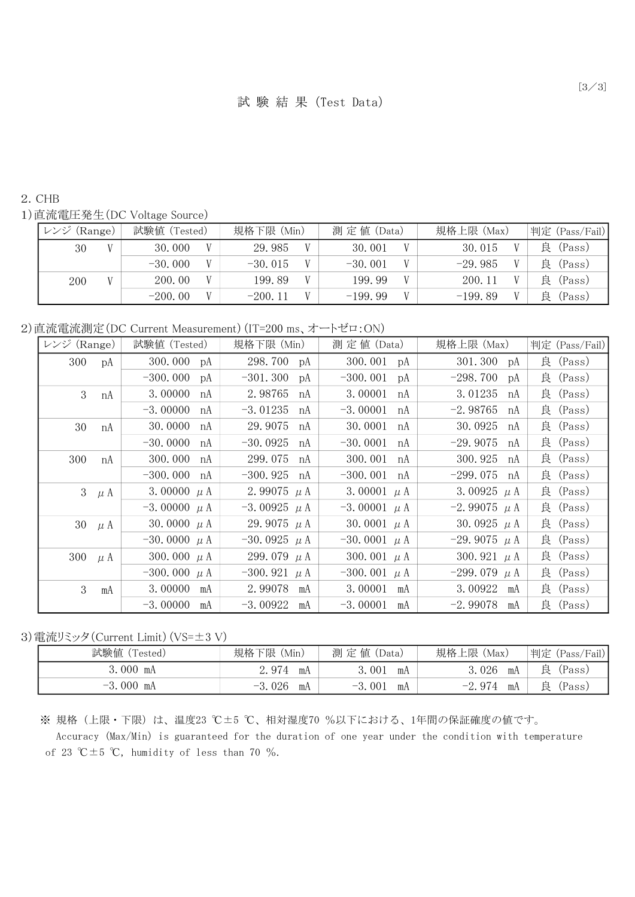# 試 験 結 果 (Test Data)

2. CHB

1)直流電圧発生(DC Voltage Source)

| レンジ (Range) | 試験値 (Tested) | 規格下限 (Min) | 測 定 値 (Data) | 規格上限 (Max) | 判定 (Pass/Fail) |
|---|---|---|---|---|---|
| 30 V | 30.000 V | 29.985 V | 30.001 V | 30.015 V | 良 (Pass) |
| | -30.000 V | -30.015 V | -30.001 V | -29.985 V | 良 (Pass) |
| 200 V | 200.00 V | 199.89 V | 199.99 V | 200.11 V | 良 (Pass) |
| | -200.00 V | -200.11 V | -199.99 V | -199.89 V | 良 (Pass) |

2)直流電流測定(DC Current Measurement)(IT=200 ms、オートゼロ:ON)

| レンジ (Range) | 試験値 (Tested) | 規格下限 (Min) | 測 定 値 (Data) | 規格上限 (Max) | 判定 (Pass/Fail) |
|---|---|---|---|---|---|
| 300 pA | 300.000 pA | 298.700 pA | 300.001 pA | 301.300 pA | 良 (Pass) |
| | -300.000 pA | -301.300 pA | -300.001 pA | -298.700 pA | 良 (Pass) |
| 3 nA | 3.00000 nA | 2.98765 nA | 3.00001 nA | 3.01235 nA | 良 (Pass) |
| | -3.00000 nA | -3.01235 nA | -3.00001 nA | -2.98765 nA | 良 (Pass) |
| 30 nA | 30.0000 nA | 29.9075 nA | 30.0001 nA | 30.0925 nA | 良 (Pass) |
| | -30.0000 nA | -30.0925 nA | -30.0001 nA | -29.9075 nA | 良 (Pass) |
| 300 nA | 300.000 nA | 299.075 nA | 300.001 nA | 300.925 nA | 良 (Pass) |
| | -300.000 nA | -300.925 nA | -300.001 nA | -299.075 nA | 良 (Pass) |
| 3 μA | 3.00000 μA | 2.99075 μA | 3.00001 μA | 3.00925 μA | 良 (Pass) |
| | -3.00000 μA | -3.00925 μA | -3.00001 μA | -2.99075 μA | 良 (Pass) |
| 30 μA | 30.0000 μA | 29.9075 μA | 30.0001 μA | 30.0925 μA | 良 (Pass) |
| | -30.0000 μA | -30.0925 μA | -30.0001 μA | -29.9075 μA | 良 (Pass) |
| 300 μA | 300.000 μA | 299.079 μA | 300.001 μA | 300.921 μA | 良 (Pass) |
| | -300.000 μA | -300.921 μA | -300.001 μA | -299.079 μA | 良 (Pass) |
| 3 mA | 3.00000 mA | 2.99078 mA | 3.00001 mA | 3.00922 mA | 良 (Pass) |
| | -3.00000 mA | -3.00922 mA | -3.00001 mA | -2.99078 mA | 良 (Pass) |

3)電流リミッタ(Current Limit)(VS=±3 V)

| 試験値 (Tested) | 規格下限 (Min) | 測 定 値 (Data) | 規格上限 (Max) | 判定 (Pass/Fail) |
|---|---|---|---|---|
| 3.000 mA | 2.974 mA | 3.001 mA | 3.026 mA | 良 (Pass) |
| -3.000 mA | -3.026 mA | -3.001 mA | -2.974 mA | 良 (Pass) |

※ 規格 (上限・下限) は、温度23 ℃±5 ℃、相対湿度70 %以下における、1年間の保証確度の値です。
Accuracy (Max/Min) is guaranteed for the duration of one year under the condition with temperature of 23 ℃±5 ℃, humidity of less than 70 %.